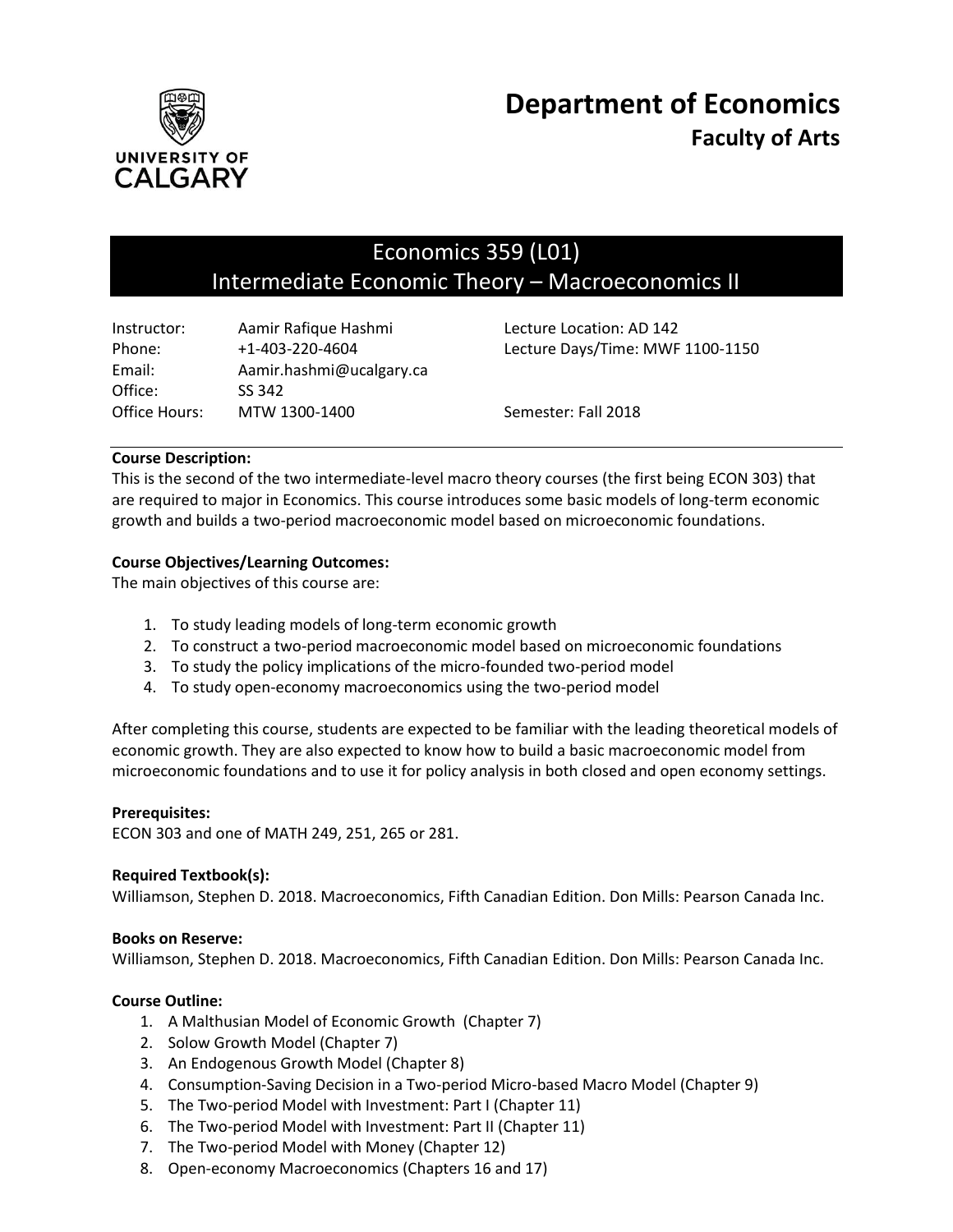# Department of Economics

## Faculty of Arts

## Economics 359 (L01)
## Intermediate Economic Theory – Macroeconomics II

| | | |
|---|---|---|
| Instructor: | Aamir Rafique Hashmi | Lecture Location: AD 142 |
| Phone: | +1-403-220-4604 | Lecture Days/Time: MWF 1100-1150 |
| Email: | Aamir.hashmi@ucalgary.ca | |
| Office: | SS 342 | |
| Office Hours: | MTW 1300-1400 | Semester: Fall 2018 |

**Course Description:**
This is the second of the two intermediate-level macro theory courses (the first being ECON 303) that are required to major in Economics. This course introduces some basic models of long-term economic growth and builds a two-period macroeconomic model based on microeconomic foundations.

**Course Objectives/Learning Outcomes:**
The main objectives of this course are:

1. To study leading models of long-term economic growth
2. To construct a two-period macroeconomic model based on microeconomic foundations
3. To study the policy implications of the micro-founded two-period model
4. To study open-economy macroeconomics using the two-period model

After completing this course, students are expected to be familiar with the leading theoretical models of economic growth. They are also expected to know how to build a basic macroeconomic model from microeconomic foundations and to use it for policy analysis in both closed and open economy settings.

**Prerequisites:**
ECON 303 and one of MATH 249, 251, 265 or 281.

**Required Textbook(s):**
Williamson, Stephen D. 2018. Macroeconomics, Fifth Canadian Edition. Don Mills: Pearson Canada Inc.

**Books on Reserve:**
Williamson, Stephen D. 2018. Macroeconomics, Fifth Canadian Edition. Don Mills: Pearson Canada Inc.

**Course Outline:**
1. A Malthusian Model of Economic Growth (Chapter 7)
2. Solow Growth Model (Chapter 7)
3. An Endogenous Growth Model (Chapter 8)
4. Consumption-Saving Decision in a Two-period Micro-based Macro Model (Chapter 9)
5. The Two-period Model with Investment: Part I (Chapter 11)
6. The Two-period Model with Investment: Part II (Chapter 11)
7. The Two-period Model with Money (Chapter 12)
8. Open-economy Macroeconomics (Chapters 16 and 17)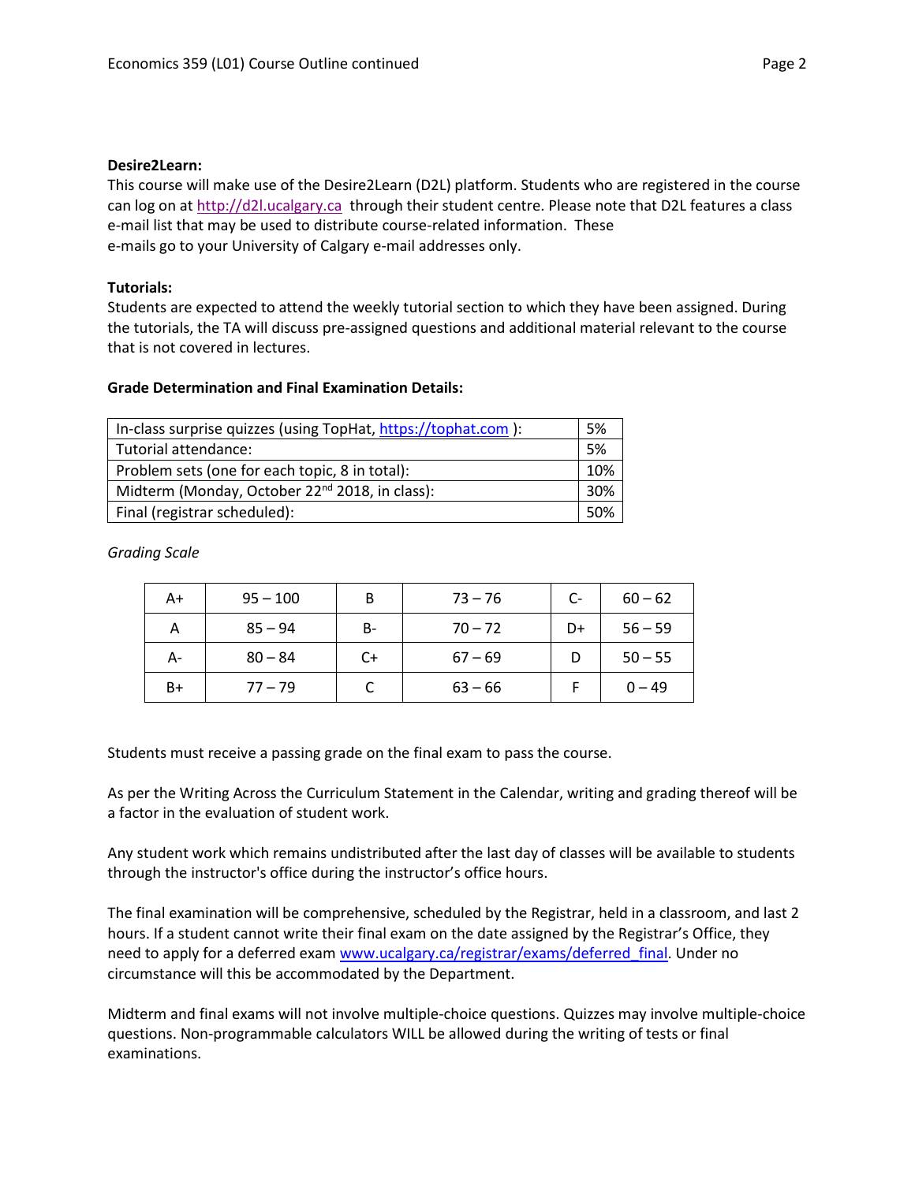**Desire2Learn:**

This course will make use of the Desire2Learn (D2L) platform. Students who are registered in the course can log on at http://d2l.ucalgary.ca through their student centre. Please note that D2L features a class e-mail list that may be used to distribute course-related information. These e-mails go to your University of Calgary e-mail addresses only.

**Tutorials:**

Students are expected to attend the weekly tutorial section to which they have been assigned. During the tutorials, the TA will discuss pre-assigned questions and additional material relevant to the course that is not covered in lectures.

**Grade Determination and Final Examination Details:**

| | |
|---|---|
| In-class surprise quizzes (using TopHat, https://tophat.com ): | 5% |
| Tutorial attendance: | 5% |
| Problem sets (one for each topic, 8 in total): | 10% |
| Midterm (Monday, October 22nd 2018, in class): | 30% |
| Final (registrar scheduled): | 50% |

*Grading Scale*

| | | | | | |
|---|---|---|---|---|---|
| A+ | 95 – 100 | B | 73 – 76 | C- | 60 – 62 |
| A | 85 – 94 | B- | 70 – 72 | D+ | 56 – 59 |
| A- | 80 – 84 | C+ | 67 – 69 | D | 50 – 55 |
| B+ | 77 – 79 | C | 63 – 66 | F | 0 – 49 |

Students must receive a passing grade on the final exam to pass the course.

As per the Writing Across the Curriculum Statement in the Calendar, writing and grading thereof will be a factor in the evaluation of student work.

Any student work which remains undistributed after the last day of classes will be available to students through the instructor's office during the instructor's office hours.

The final examination will be comprehensive, scheduled by the Registrar, held in a classroom, and last 2 hours. If a student cannot write their final exam on the date assigned by the Registrar's Office, they need to apply for a deferred exam www.ucalgary.ca/registrar/exams/deferred_final. Under no circumstance will this be accommodated by the Department.

Midterm and final exams will not involve multiple-choice questions. Quizzes may involve multiple-choice questions. Non-programmable calculators WILL be allowed during the writing of tests or final examinations.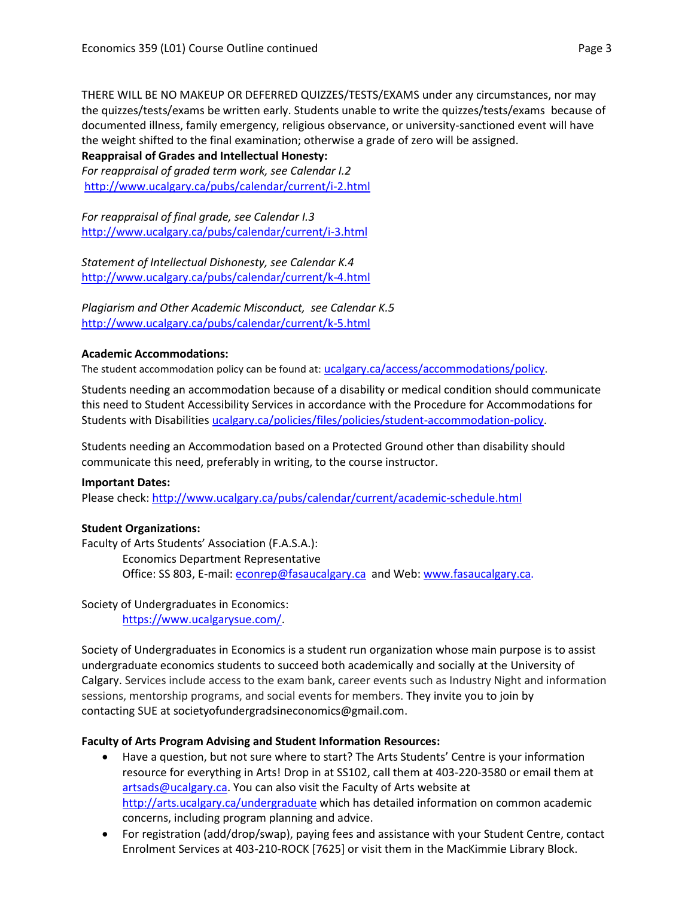THERE WILL BE NO MAKEUP OR DEFERRED QUIZZES/TESTS/EXAMS under any circumstances, nor may the quizzes/tests/exams be written early. Students unable to write the quizzes/tests/exams because of documented illness, family emergency, religious observance, or university-sanctioned event will have the weight shifted to the final examination; otherwise a grade of zero will be assigned.

**Reappraisal of Grades and Intellectual Honesty:**

*For reappraisal of graded term work, see Calendar I.2*
http://www.ucalgary.ca/pubs/calendar/current/i-2.html

*For reappraisal of final grade, see Calendar I.3*
http://www.ucalgary.ca/pubs/calendar/current/i-3.html

*Statement of Intellectual Dishonesty, see Calendar K.4*
http://www.ucalgary.ca/pubs/calendar/current/k-4.html

*Plagiarism and Other Academic Misconduct, see Calendar K.5*
http://www.ucalgary.ca/pubs/calendar/current/k-5.html

**Academic Accommodations:**

The student accommodation policy can be found at: ucalgary.ca/access/accommodations/policy.

Students needing an accommodation because of a disability or medical condition should communicate this need to Student Accessibility Services in accordance with the Procedure for Accommodations for Students with Disabilities ucalgary.ca/policies/files/policies/student-accommodation-policy.

Students needing an Accommodation based on a Protected Ground other than disability should communicate this need, preferably in writing, to the course instructor.

**Important Dates:**

Please check: http://www.ucalgary.ca/pubs/calendar/current/academic-schedule.html

**Student Organizations:**

Faculty of Arts Students' Association (F.A.S.A.):
Economics Department Representative
Office: SS 803, E-mail: econrep@fasaucalgary.ca and Web: www.fasaucalgary.ca.

Society of Undergraduates in Economics:
https://www.ucalgarysue.com/.

Society of Undergraduates in Economics is a student run organization whose main purpose is to assist undergraduate economics students to succeed both academically and socially at the University of Calgary. Services include access to the exam bank, career events such as Industry Night and information sessions, mentorship programs, and social events for members. They invite you to join by contacting SUE at societyofundergradsineconomics@gmail.com.

**Faculty of Arts Program Advising and Student Information Resources:**

- Have a question, but not sure where to start? The Arts Students' Centre is your information resource for everything in Arts! Drop in at SS102, call them at 403-220-3580 or email them at artsads@ucalgary.ca. You can also visit the Faculty of Arts website at http://arts.ucalgary.ca/undergraduate which has detailed information on common academic concerns, including program planning and advice.
- For registration (add/drop/swap), paying fees and assistance with your Student Centre, contact Enrolment Services at 403-210-ROCK [7625] or visit them in the MacKimmie Library Block.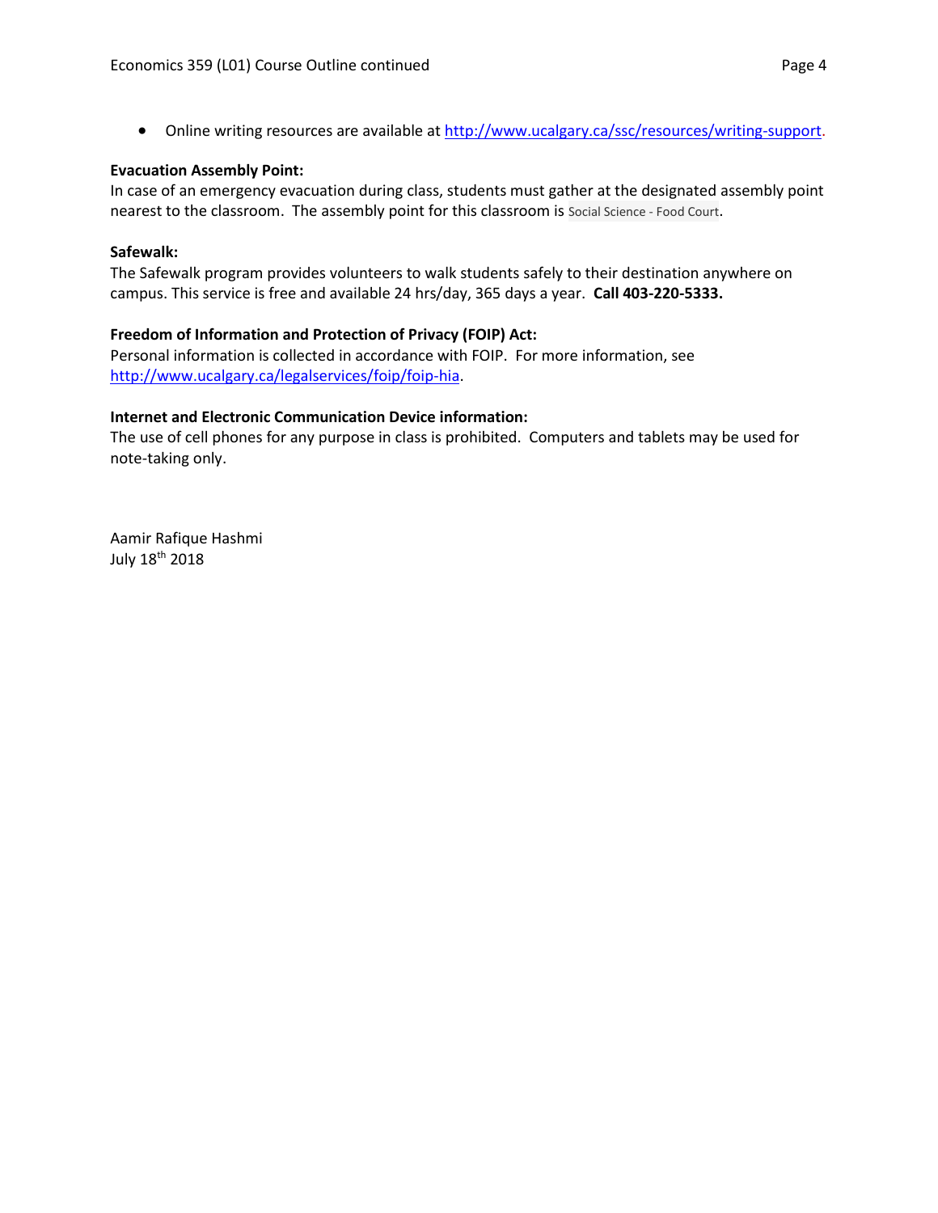- Online writing resources are available at http://www.ucalgary.ca/ssc/resources/writing-support.

**Evacuation Assembly Point:**
In case of an emergency evacuation during class, students must gather at the designated assembly point nearest to the classroom. The assembly point for this classroom is Social Science - Food Court.

**Safewalk:**
The Safewalk program provides volunteers to walk students safely to their destination anywhere on campus. This service is free and available 24 hrs/day, 365 days a year. **Call 403-220-5333.**

**Freedom of Information and Protection of Privacy (FOIP) Act:**
Personal information is collected in accordance with FOIP. For more information, see http://www.ucalgary.ca/legalservices/foip/foip-hia.

**Internet and Electronic Communication Device information:**
The use of cell phones for any purpose in class is prohibited. Computers and tablets may be used for note-taking only.

Aamir Rafique Hashmi
July 18th 2018